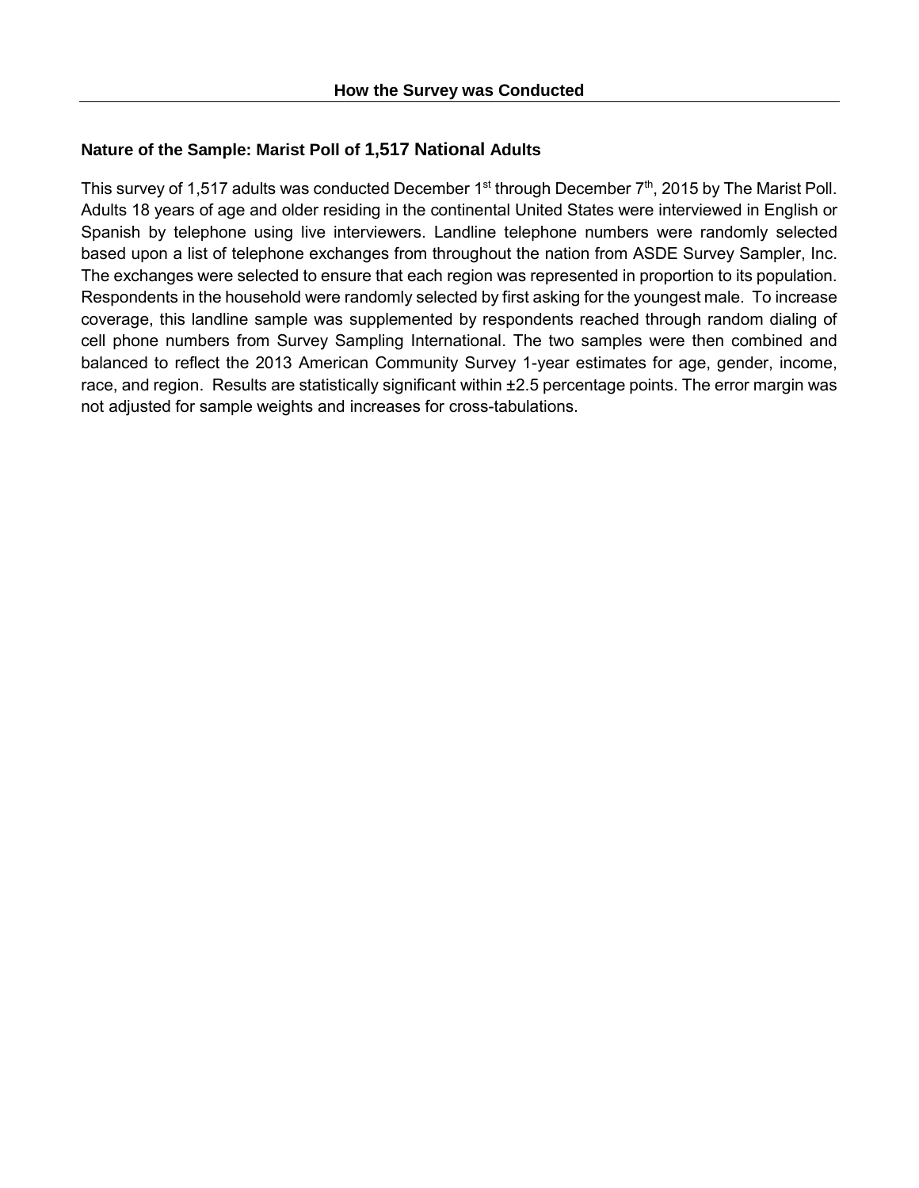## How the Survey was Conducted

### Nature of the Sample: Marist Poll of 1,517 National Adults

This survey of 1,517 adults was conducted December 1st through December 7th, 2015 by The Marist Poll. Adults 18 years of age and older residing in the continental United States were interviewed in English or Spanish by telephone using live interviewers. Landline telephone numbers were randomly selected based upon a list of telephone exchanges from throughout the nation from ASDE Survey Sampler, Inc. The exchanges were selected to ensure that each region was represented in proportion to its population. Respondents in the household were randomly selected by first asking for the youngest male. To increase coverage, this landline sample was supplemented by respondents reached through random dialing of cell phone numbers from Survey Sampling International. The two samples were then combined and balanced to reflect the 2013 American Community Survey 1-year estimates for age, gender, income, race, and region. Results are statistically significant within ±2.5 percentage points. The error margin was not adjusted for sample weights and increases for cross-tabulations.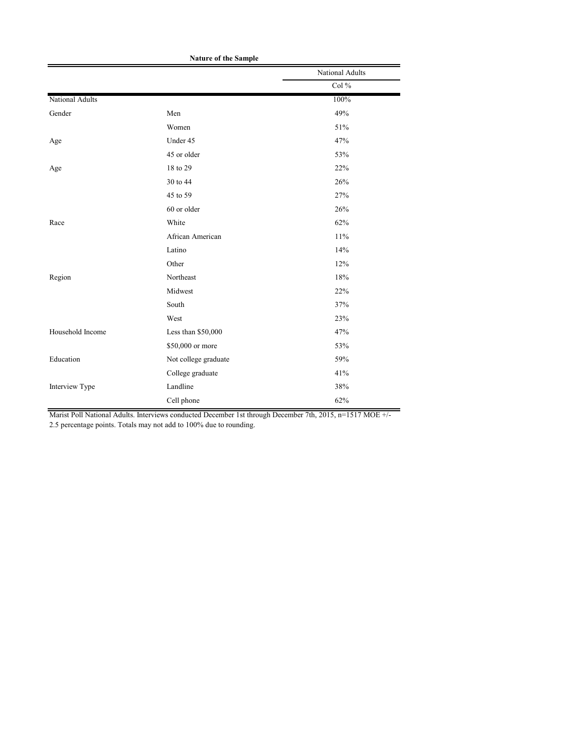**Nature of the Sample**

| | | National Adults |
|---|---|---|
| | | Col % |
| National Adults | | 100% |
| Gender | Men | 49% |
| | Women | 51% |
| Age | Under 45 | 47% |
| | 45 or older | 53% |
| Age | 18 to 29 | 22% |
| | 30 to 44 | 26% |
| | 45 to 59 | 27% |
| | 60 or older | 26% |
| Race | White | 62% |
| | African American | 11% |
| | Latino | 14% |
| | Other | 12% |
| Region | Northeast | 18% |
| | Midwest | 22% |
| | South | 37% |
| | West | 23% |
| Household Income | Less than $50,000 | 47% |
| | $50,000 or more | 53% |
| Education | Not college graduate | 59% |
| | College graduate | 41% |
| Interview Type | Landline | 38% |
| | Cell phone | 62% |

Marist Poll National Adults. Interviews conducted December 1st through December 7th, 2015, n=1517 MOE +/- 2.5 percentage points. Totals may not add to 100% due to rounding.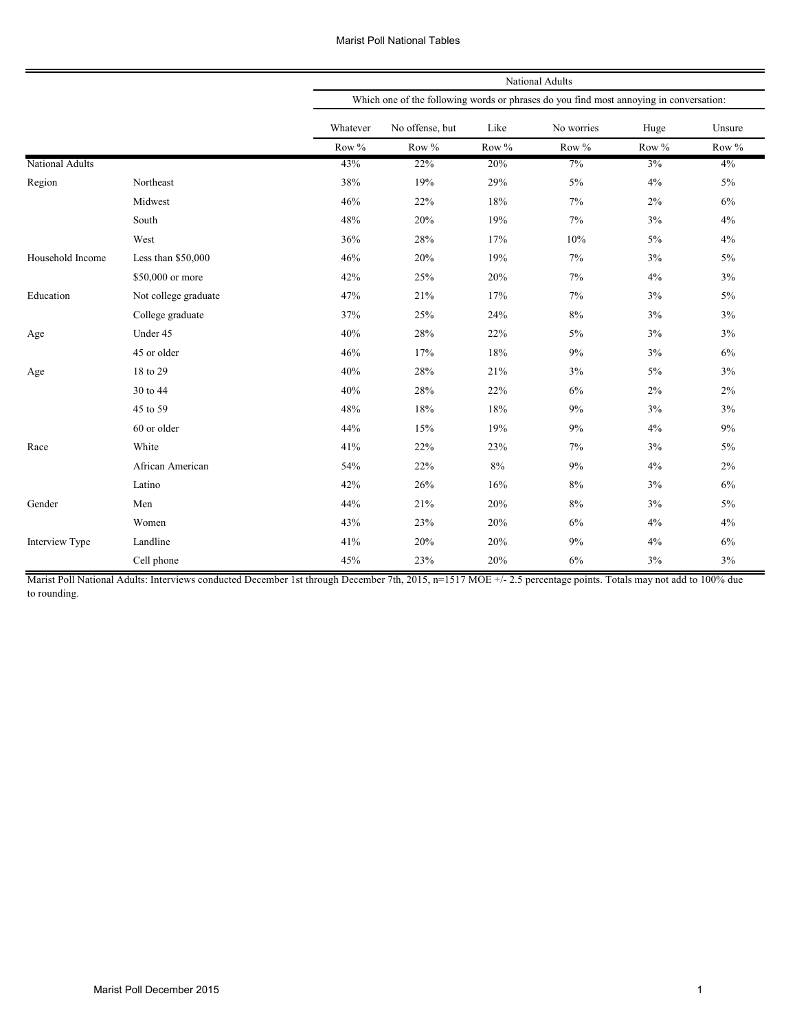| | | National Adults | | | | | |
|---|---|---|---|---|---|---|---|
| | | Which one of the following words or phrases do you find most annoying in conversation: | | | | | |
| | | Whatever | No offense, but | Like | No worries | Huge | Unsure |
| | | Row % | Row % | Row % | Row % | Row % | Row % |
| National Adults | | 43% | 22% | 20% | 7% | 3% | 4% |
| Region | Northeast | 38% | 19% | 29% | 5% | 4% | 5% |
| | Midwest | 46% | 22% | 18% | 7% | 2% | 6% |
| | South | 48% | 20% | 19% | 7% | 3% | 4% |
| | West | 36% | 28% | 17% | 10% | 5% | 4% |
| Household Income | Less than $50,000 | 46% | 20% | 19% | 7% | 3% | 5% |
| | $50,000 or more | 42% | 25% | 20% | 7% | 4% | 3% |
| Education | Not college graduate | 47% | 21% | 17% | 7% | 3% | 5% |
| | College graduate | 37% | 25% | 24% | 8% | 3% | 3% |
| Age | Under 45 | 40% | 28% | 22% | 5% | 3% | 3% |
| | 45 or older | 46% | 17% | 18% | 9% | 3% | 6% |
| Age | 18 to 29 | 40% | 28% | 21% | 3% | 5% | 3% |
| | 30 to 44 | 40% | 28% | 22% | 6% | 2% | 2% |
| | 45 to 59 | 48% | 18% | 18% | 9% | 3% | 3% |
| | 60 or older | 44% | 15% | 19% | 9% | 4% | 9% |
| Race | White | 41% | 22% | 23% | 7% | 3% | 5% |
| | African American | 54% | 22% | 8% | 9% | 4% | 2% |
| | Latino | 42% | 26% | 16% | 8% | 3% | 6% |
| Gender | Men | 44% | 21% | 20% | 8% | 3% | 5% |
| | Women | 43% | 23% | 20% | 6% | 4% | 4% |
| Interview Type | Landline | 41% | 20% | 20% | 9% | 4% | 6% |
| | Cell phone | 45% | 23% | 20% | 6% | 3% | 3% |

Marist Poll National Adults: Interviews conducted December 1st through December 7th, 2015, n=1517 MOE +/- 2.5 percentage points. Totals may not add to 100% due to rounding.